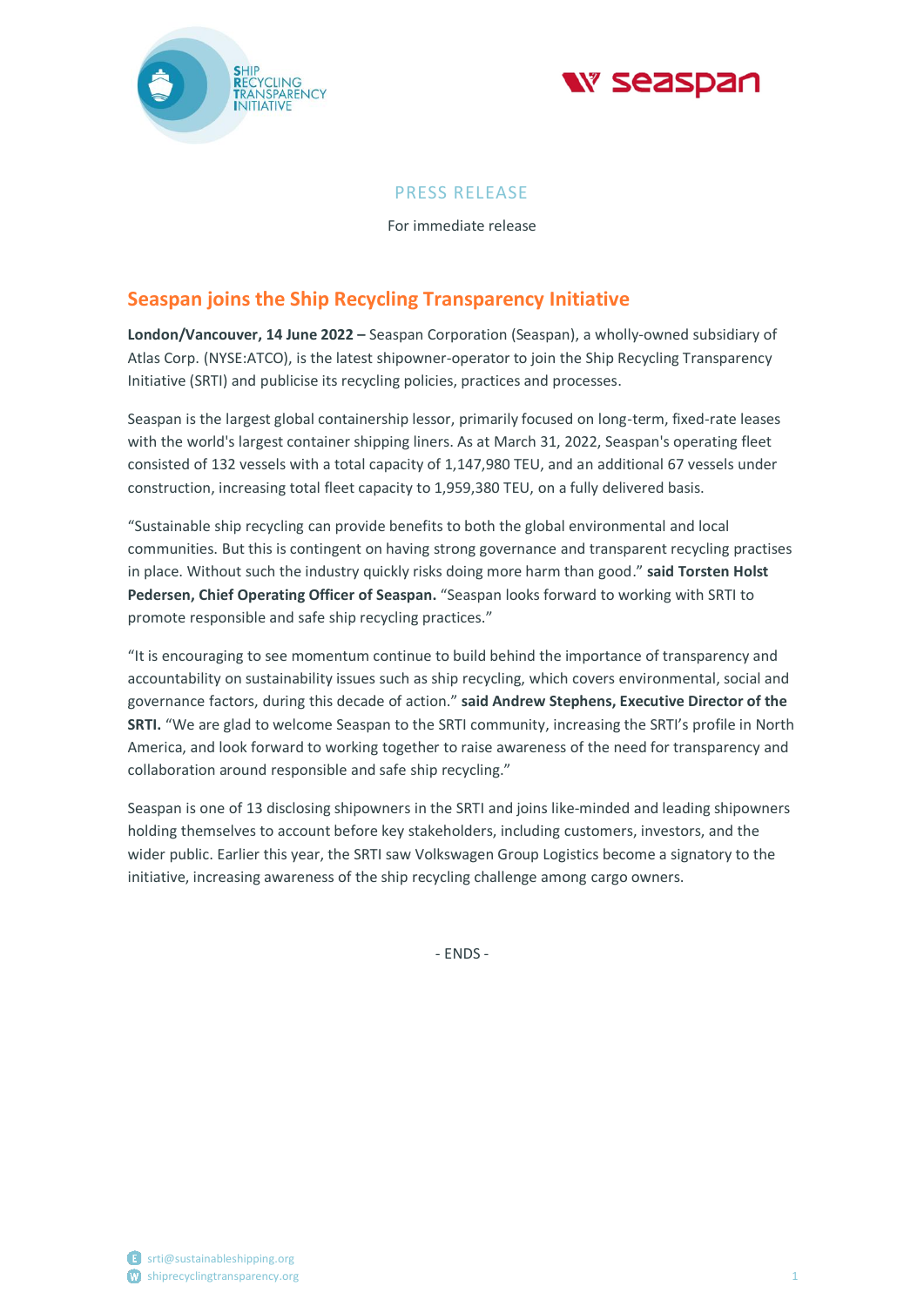PRESS RELEASE

For immediate release

# Seaspan joins the Ship Recycling Transparency Initiative

**London/Vancouver, 14 June 2022 –** Seaspan Corporation (Seaspan), a wholly-owned subsidiary of Atlas Corp. (NYSE:ATCO), is the latest shipowner-operator to join the Ship Recycling Transparency Initiative (SRTI) and publicise its recycling policies, practices and processes.

Seaspan is the largest global containership lessor, primarily focused on long-term, fixed-rate leases with the world's largest container shipping liners. As at March 31, 2022, Seaspan's operating fleet consisted of 132 vessels with a total capacity of 1,147,980 TEU, and an additional 67 vessels under construction, increasing total fleet capacity to 1,959,380 TEU, on a fully delivered basis.

"Sustainable ship recycling can provide benefits to both the global environmental and local communities. But this is contingent on having strong governance and transparent recycling practises in place. Without such the industry quickly risks doing more harm than good." **said Torsten Holst Pedersen, Chief Operating Officer of Seaspan.** "Seaspan looks forward to working with SRTI to promote responsible and safe ship recycling practices."

"It is encouraging to see momentum continue to build behind the importance of transparency and accountability on sustainability issues such as ship recycling, which covers environmental, social and governance factors, during this decade of action." **said Andrew Stephens, Executive Director of the SRTI.** "We are glad to welcome Seaspan to the SRTI community, increasing the SRTI's profile in North America, and look forward to working together to raise awareness of the need for transparency and collaboration around responsible and safe ship recycling."

Seaspan is one of 13 disclosing shipowners in the SRTI and joins like-minded and leading shipowners holding themselves to account before key stakeholders, including customers, investors, and the wider public. Earlier this year, the SRTI saw Volkswagen Group Logistics become a signatory to the initiative, increasing awareness of the ship recycling challenge among cargo owners.

- ENDS -

srti@sustainableshipping.org

shiprecyclingtransparency.org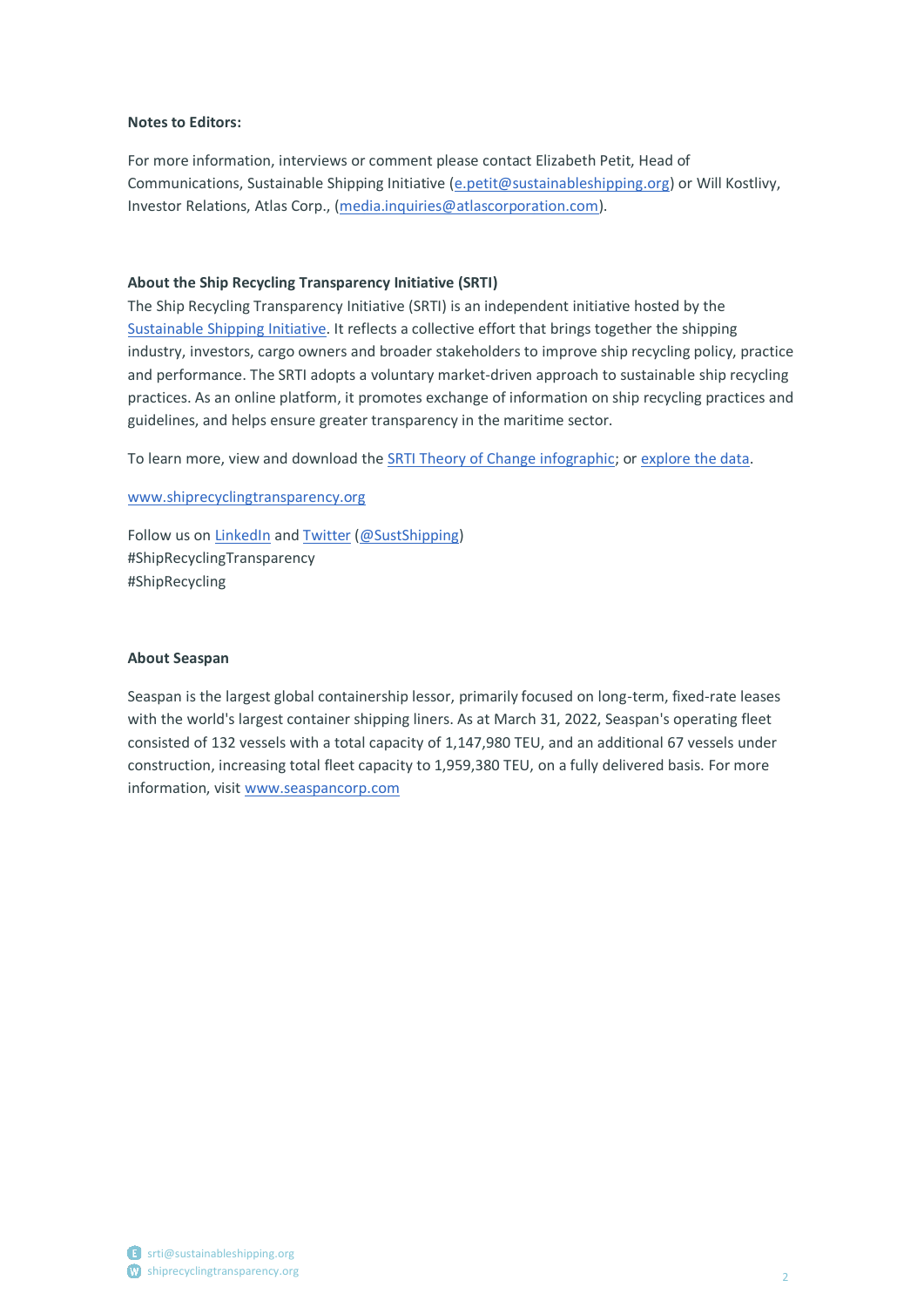**Notes to Editors:**

For more information, interviews or comment please contact Elizabeth Petit, Head of Communications, Sustainable Shipping Initiative (e.petit@sustainableshipping.org) or Will Kostlivy, Investor Relations, Atlas Corp., (media.inquiries@atlascorporation.com).

**About the Ship Recycling Transparency Initiative (SRTI)**

The Ship Recycling Transparency Initiative (SRTI) is an independent initiative hosted by the Sustainable Shipping Initiative. It reflects a collective effort that brings together the shipping industry, investors, cargo owners and broader stakeholders to improve ship recycling policy, practice and performance. The SRTI adopts a voluntary market-driven approach to sustainable ship recycling practices. As an online platform, it promotes exchange of information on ship recycling practices and guidelines, and helps ensure greater transparency in the maritime sector.

To learn more, view and download the SRTI Theory of Change infographic; or explore the data.

www.shiprecyclingtransparency.org

Follow us on LinkedIn and Twitter (@SustShipping)
#ShipRecyclingTransparency
#ShipRecycling

**About Seaspan**

Seaspan is the largest global containership lessor, primarily focused on long-term, fixed-rate leases with the world's largest container shipping liners. As at March 31, 2022, Seaspan's operating fleet consisted of 132 vessels with a total capacity of 1,147,980 TEU, and an additional 67 vessels under construction, increasing total fleet capacity to 1,959,380 TEU, on a fully delivered basis. For more information, visit www.seaspancorp.com